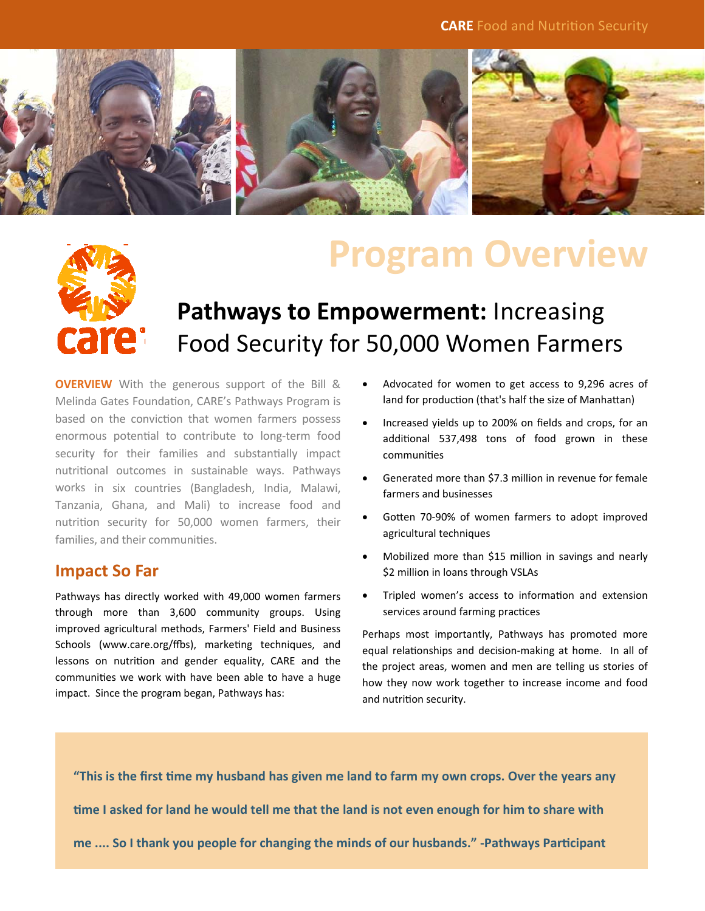CARE Food and Nutrition Security

# Program Overview

## **Pathways to Empowerment:** Increasing Food Security for 50,000 Women Farmers

**OVERVIEW** With the generous support of the Bill & Melinda Gates Foundation, CARE's Pathways Program is based on the conviction that women farmers possess enormous potential to contribute to long-term food security for their families and substantially impact nutritional outcomes in sustainable ways. Pathways works in six countries (Bangladesh, India, Malawi, Tanzania, Ghana, and Mali) to increase food and nutrition security for 50,000 women farmers, their families, and their communities.

## Impact So Far

Pathways has directly worked with 49,000 women farmers through more than 3,600 community groups. Using improved agricultural methods, Farmers' Field and Business Schools (www.care.org/ffbs), marketing techniques, and lessons on nutrition and gender equality, CARE and the communities we work with have been able to have a huge impact. Since the program began, Pathways has:

- Advocated for women to get access to 9,296 acres of land for production (that's half the size of Manhattan)
- Increased yields up to 200% on fields and crops, for an additional 537,498 tons of food grown in these communities
- Generated more than $7.3 million in revenue for female farmers and businesses
- Gotten 70-90% of women farmers to adopt improved agricultural techniques
- Mobilized more than $15 million in savings and nearly $2 million in loans through VSLAs
- Tripled women's access to information and extension services around farming practices

Perhaps most importantly, Pathways has promoted more equal relationships and decision-making at home. In all of the project areas, women and men are telling us stories of how they now work together to increase income and food and nutrition security.

> **"This is the first time my husband has given me land to farm my own crops. Over the years any time I asked for land he would tell me that the land is not even enough for him to share with me .... So I thank you people for changing the minds of our husbands." -Pathways Participant**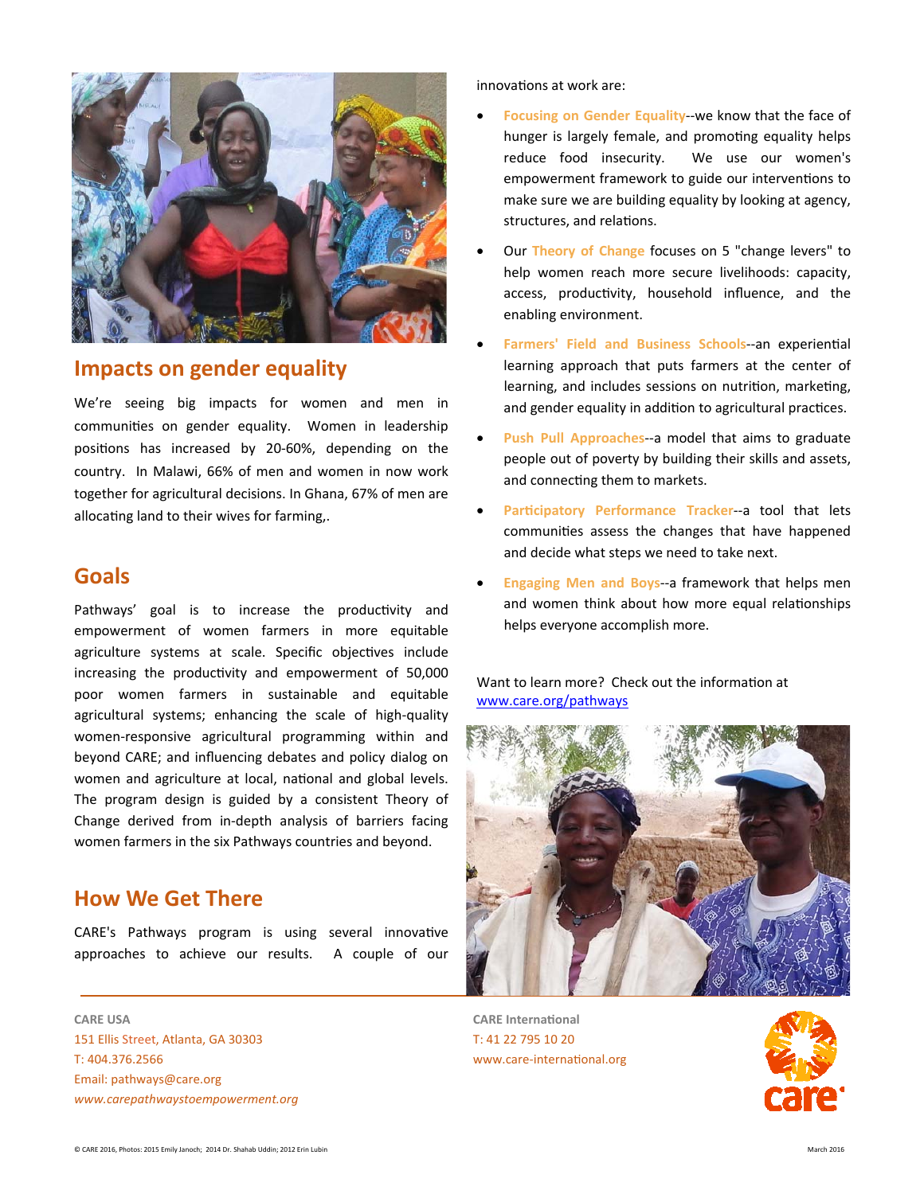## Impacts on gender equality

We're seeing big impacts for women and men in communities on gender equality. Women in leadership positions has increased by 20-60%, depending on the country. In Malawi, 66% of men and women in now work together for agricultural decisions. In Ghana, 67% of men are allocating land to their wives for farming,.

## Goals

Pathways' goal is to increase the productivity and empowerment of women farmers in more equitable agriculture systems at scale. Specific objectives include increasing the productivity and empowerment of 50,000 poor women farmers in sustainable and equitable agricultural systems; enhancing the scale of high-quality women-responsive agricultural programming within and beyond CARE; and influencing debates and policy dialog on women and agriculture at local, national and global levels. The program design is guided by a consistent Theory of Change derived from in-depth analysis of barriers facing women farmers in the six Pathways countries and beyond.

## How We Get There

CARE's Pathways program is using several innovative approaches to achieve our results. A couple of our innovations at work are:

- **Focusing on Gender Equality**--we know that the face of hunger is largely female, and promoting equality helps reduce food insecurity. We use our women's empowerment framework to guide our interventions to make sure we are building equality by looking at agency, structures, and relations.
- Our **Theory of Change** focuses on 5 "change levers" to help women reach more secure livelihoods: capacity, access, productivity, household influence, and the enabling environment.
- **Farmers' Field and Business Schools**--an experiential learning approach that puts farmers at the center of learning, and includes sessions on nutrition, marketing, and gender equality in addition to agricultural practices.
- **Push Pull Approaches**--a model that aims to graduate people out of poverty by building their skills and assets, and connecting them to markets.
- **Participatory Performance Tracker**--a tool that lets communities assess the changes that have happened and decide what steps we need to take next.
- **Engaging Men and Boys**--a framework that helps men and women think about how more equal relationships helps everyone accomplish more.

Want to learn more? Check out the information at [www.care.org/pathways](www.care.org/pathways)

**CARE USA**
151 Ellis Street, Atlanta, GA 30303
T: 404.376.2566
Email: pathways@care.org
*www.carepathwaystoempowerment.org*

**CARE International**
T: 41 22 795 10 20
www.care-international.org

care

© CARE 2016, Photos: 2015 Emily Janoch; 2014 Dr. Shahab Uddin; 2012 Erin Lubin

March 2016